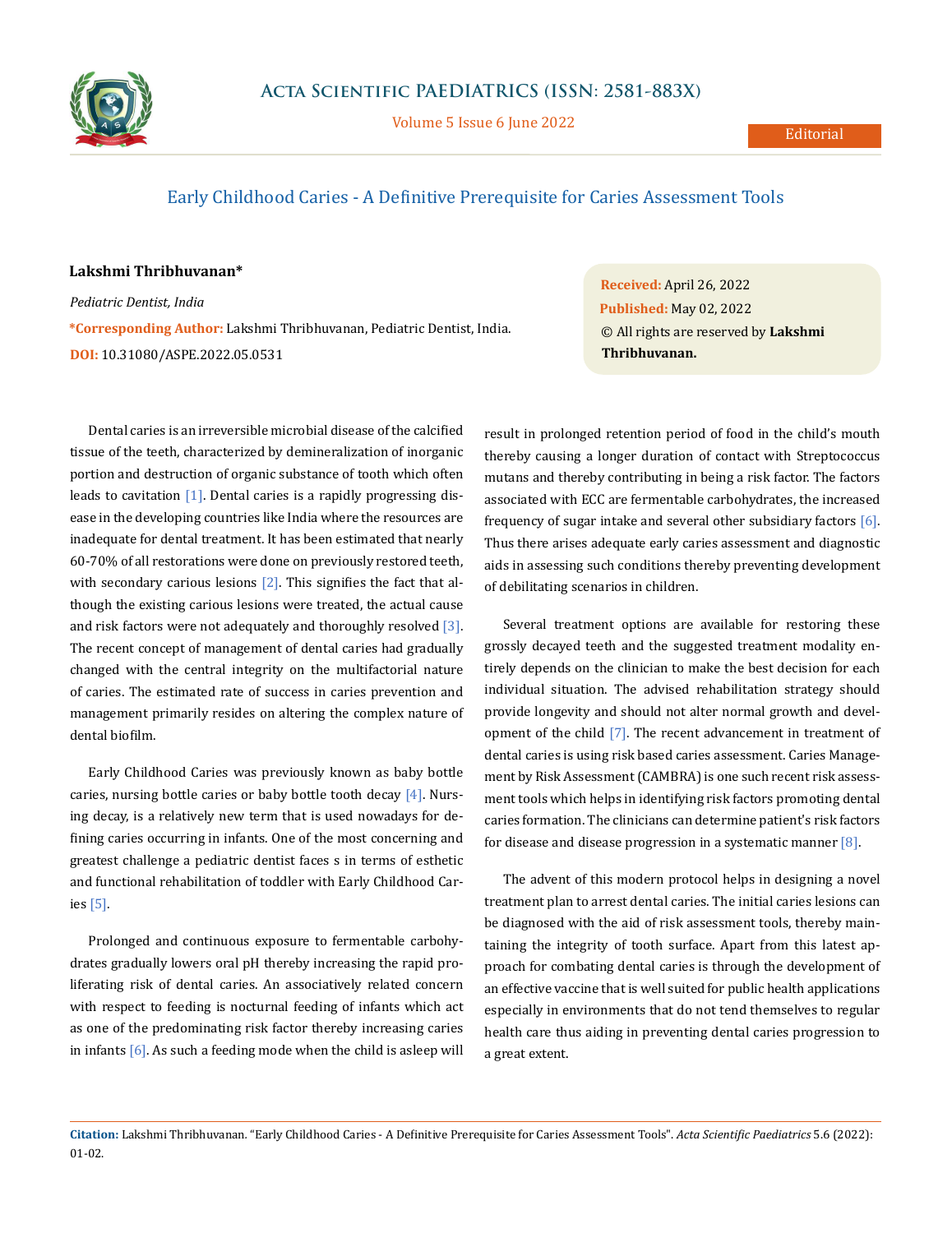Editorial

# Early Childhood Caries - A Definitive Prerequisite for Caries Assessment Tools

**Lakshmi Thribhuvanan***

*Pediatric Dentist, India*

***Corresponding Author:** Lakshmi Thribhuvanan, Pediatric Dentist, India.

**DOI:** 10.31080/ASPE.2022.05.0531

**Received:** April 26, 2022
**Published:** May 02, 2022
© All rights are reserved by **Lakshmi Thribhuvanan.**

Dental caries is an irreversible microbial disease of the calcified tissue of the teeth, characterized by demineralization of inorganic portion and destruction of organic substance of tooth which often leads to cavitation [1]. Dental caries is a rapidly progressing disease in the developing countries like India where the resources are inadequate for dental treatment. It has been estimated that nearly 60-70% of all restorations were done on previously restored teeth, with secondary carious lesions [2]. This signifies the fact that although the existing carious lesions were treated, the actual cause and risk factors were not adequately and thoroughly resolved [3]. The recent concept of management of dental caries had gradually changed with the central integrity on the multifactorial nature of caries. The estimated rate of success in caries prevention and management primarily resides on altering the complex nature of dental biofilm.

Early Childhood Caries was previously known as baby bottle caries, nursing bottle caries or baby bottle tooth decay [4]. Nursing decay, is a relatively new term that is used nowadays for defining caries occurring in infants. One of the most concerning and greatest challenge a pediatric dentist faces s in terms of esthetic and functional rehabilitation of toddler with Early Childhood Caries [5].

Prolonged and continuous exposure to fermentable carbohydrates gradually lowers oral pH thereby increasing the rapid proliferating risk of dental caries. An associatively related concern with respect to feeding is nocturnal feeding of infants which act as one of the predominating risk factor thereby increasing caries in infants [6]. As such a feeding mode when the child is asleep will result in prolonged retention period of food in the child's mouth thereby causing a longer duration of contact with Streptococcus mutans and thereby contributing in being a risk factor. The factors associated with ECC are fermentable carbohydrates, the increased frequency of sugar intake and several other subsidiary factors [6]. Thus there arises adequate early caries assessment and diagnostic aids in assessing such conditions thereby preventing development of debilitating scenarios in children.

Several treatment options are available for restoring these grossly decayed teeth and the suggested treatment modality entirely depends on the clinician to make the best decision for each individual situation. The advised rehabilitation strategy should provide longevity and should not alter normal growth and development of the child [7]. The recent advancement in treatment of dental caries is using risk based caries assessment. Caries Management by Risk Assessment (CAMBRA) is one such recent risk assessment tools which helps in identifying risk factors promoting dental caries formation. The clinicians can determine patient's risk factors for disease and disease progression in a systematic manner [8].

The advent of this modern protocol helps in designing a novel treatment plan to arrest dental caries. The initial caries lesions can be diagnosed with the aid of risk assessment tools, thereby maintaining the integrity of tooth surface. Apart from this latest approach for combating dental caries is through the development of an effective vaccine that is well suited for public health applications especially in environments that do not tend themselves to regular health care thus aiding in preventing dental caries progression to a great extent.

**Citation:** Lakshmi Thribhuvanan. "Early Childhood Caries - A Definitive Prerequisite for Caries Assessment Tools". *Acta Scientific Paediatrics* 5.6 (2022): 01-02.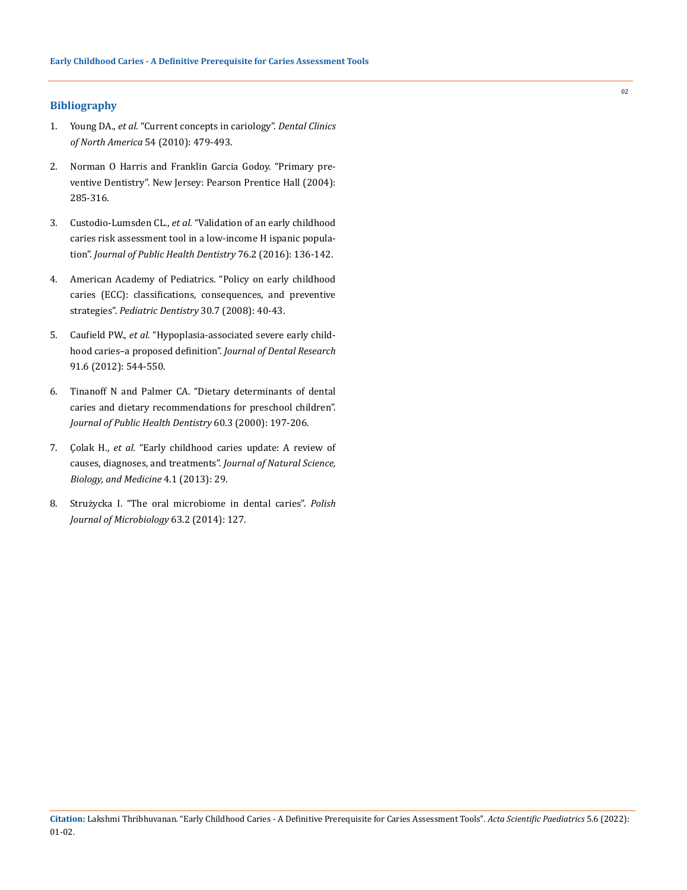## Bibliography

1. Young DA., *et al.* "Current concepts in cariology". *Dental Clinics of North America* 54 (2010): 479-493.
2. Norman O Harris and Franklin Garcia Godoy. "Primary preventive Dentistry". New Jersey: Pearson Prentice Hall (2004): 285-316.
3. Custodio-Lumsden CL., *et al.* "Validation of an early childhood caries risk assessment tool in a low-income H ispanic population". *Journal of Public Health Dentistry* 76.2 (2016): 136-142.
4. American Academy of Pediatrics. "Policy on early childhood caries (ECC): classifications, consequences, and preventive strategies". *Pediatric Dentistry* 30.7 (2008): 40-43.
5. Caufield PW., *et al.* "Hypoplasia-associated severe early childhood caries–a proposed definition". *Journal of Dental Research* 91.6 (2012): 544-550.
6. Tinanoff N and Palmer CA. "Dietary determinants of dental caries and dietary recommendations for preschool children". *Journal of Public Health Dentistry* 60.3 (2000): 197-206.
7. Çolak H., *et al.* "Early childhood caries update: A review of causes, diagnoses, and treatments". *Journal of Natural Science, Biology, and Medicine* 4.1 (2013): 29.
8. Strużycka I. "The oral microbiome in dental caries". *Polish Journal of Microbiology* 63.2 (2014): 127.

**Citation:** Lakshmi Thribhuvanan. "Early Childhood Caries - A Definitive Prerequisite for Caries Assessment Tools". *Acta Scientific Paediatrics* 5.6 (2022): 01-02.